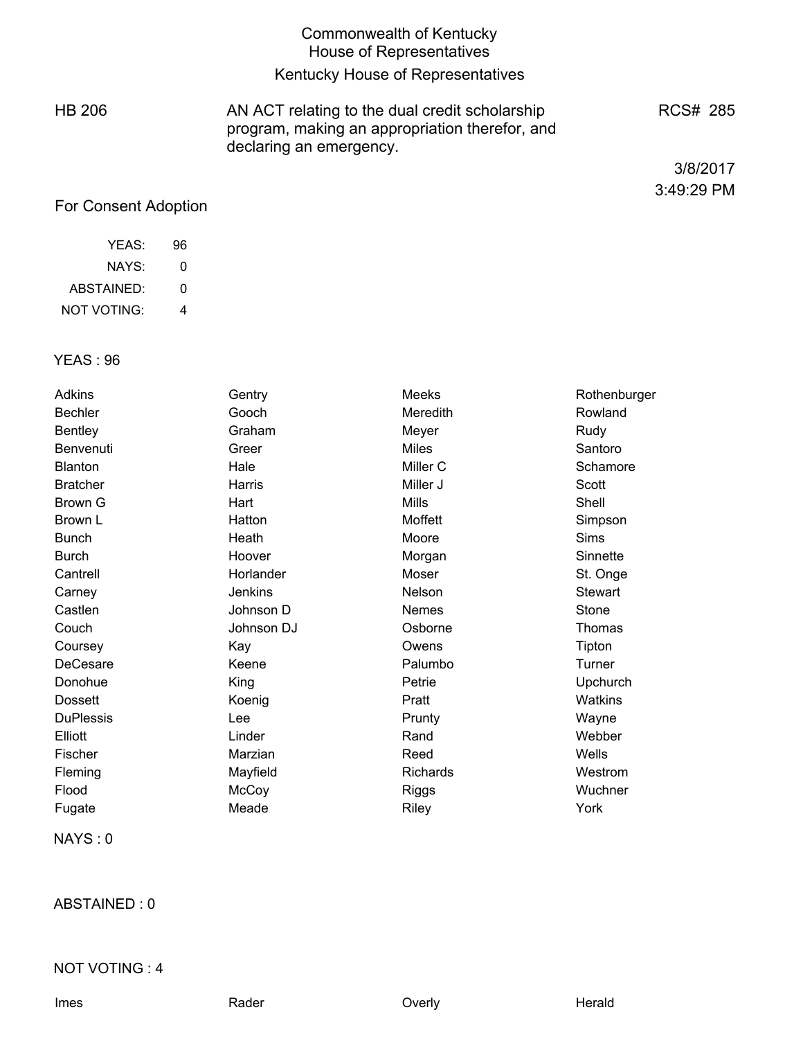# Commonwealth of Kentucky
## House of Representatives
## Kentucky House of Representatives

HB 206

AN ACT relating to the dual credit scholarship program, making an appropriation therefor, and declaring an emergency.

RCS# 285

3/8/2017
3:49:29 PM

For Consent Adoption

| | |
|---|---|
| YEAS: | 96 |
| NAYS: | 0 |
| ABSTAINED: | 0 |
| NOT VOTING: | 4 |

YEAS : 96

| | | | |
|---|---|---|---|
| Adkins | Gentry | Meeks | Rothenburger |
| Bechler | Gooch | Meredith | Rowland |
| Bentley | Graham | Meyer | Rudy |
| Benvenuti | Greer | Miles | Santoro |
| Blanton | Hale | Miller C | Schamore |
| Bratcher | Harris | Miller J | Scott |
| Brown G | Hart | Mills | Shell |
| Brown L | Hatton | Moffett | Simpson |
| Bunch | Heath | Moore | Sims |
| Burch | Hoover | Morgan | Sinnette |
| Cantrell | Horlander | Moser | St. Onge |
| Carney | Jenkins | Nelson | Stewart |
| Castlen | Johnson D | Nemes | Stone |
| Couch | Johnson DJ | Osborne | Thomas |
| Coursey | Kay | Owens | Tipton |
| DeCesare | Keene | Palumbo | Turner |
| Donohue | King | Petrie | Upchurch |
| Dossett | Koenig | Pratt | Watkins |
| DuPlessis | Lee | Prunty | Wayne |
| Elliott | Linder | Rand | Webber |
| Fischer | Marzian | Reed | Wells |
| Fleming | Mayfield | Richards | Westrom |
| Flood | McCoy | Riggs | Wuchner |
| Fugate | Meade | Riley | York |

NAYS : 0

ABSTAINED : 0

NOT VOTING : 4

| | | | |
|---|---|---|---|
| Imes | Rader | Overly | Herald |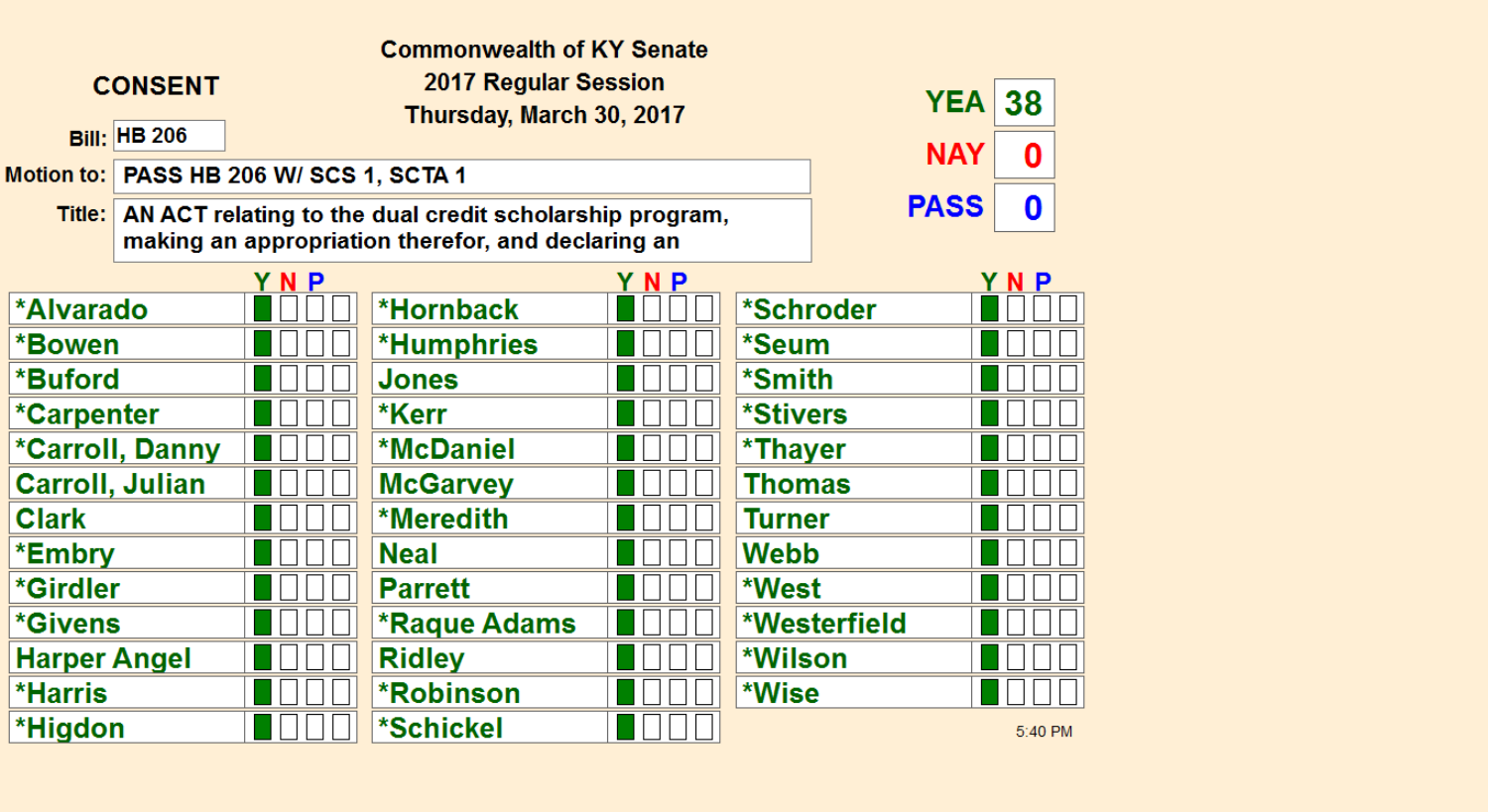**CONSENT**

**Commonwealth of KY Senate**
**2017 Regular Session**
**Thursday, March 30, 2017**

**Bill:** HB 206

**Motion to:** PASS HB 206 W/ SCS 1, SCTA 1

**Title:** AN ACT relating to the dual credit scholarship program, making an appropriation therefor, and declaring an

| | |
|---|---|
| YEA | 38 |
| NAY | 0 |
| PASS | 0 |

| Name | Y | N | P | | Name | Y | N | P | | Name | Y | N | P | |
|---|---|---|---|---|---|---|---|---|---|---|---|---|---|---|
| *Alvarado | ■ | | | | *Hornback | ■ | | | | *Schroder | ■ | | | |
| *Bowen | ■ | | | | *Humphries | ■ | | | | *Seum | ■ | | | |
| *Buford | ■ | | | | Jones | ■ | | | | *Smith | ■ | | | |
| *Carpenter | ■ | | | | *Kerr | ■ | | | | *Stivers | ■ | | | |
| *Carroll, Danny | ■ | | | | *McDaniel | ■ | | | | *Thayer | ■ | | | |
| Carroll, Julian | ■ | | | | McGarvey | ■ | | | | Thomas | ■ | | | |
| Clark | ■ | | | | *Meredith | ■ | | | | Turner | ■ | | | |
| *Embry | ■ | | | | Neal | ■ | | | | Webb | ■ | | | |
| *Girdler | ■ | | | | Parrett | ■ | | | | *West | ■ | | | |
| *Givens | ■ | | | | *Raque Adams | ■ | | | | *Westerfield | ■ | | | |
| Harper Angel | ■ | | | | Ridley | ■ | | | | *Wilson | ■ | | | |
| *Harris | ■ | | | | *Robinson | ■ | | | | *Wise | ■ | | | |
| *Higdon | ■ | | | | *Schickel | ■ | | | | | | | | |

5:40 PM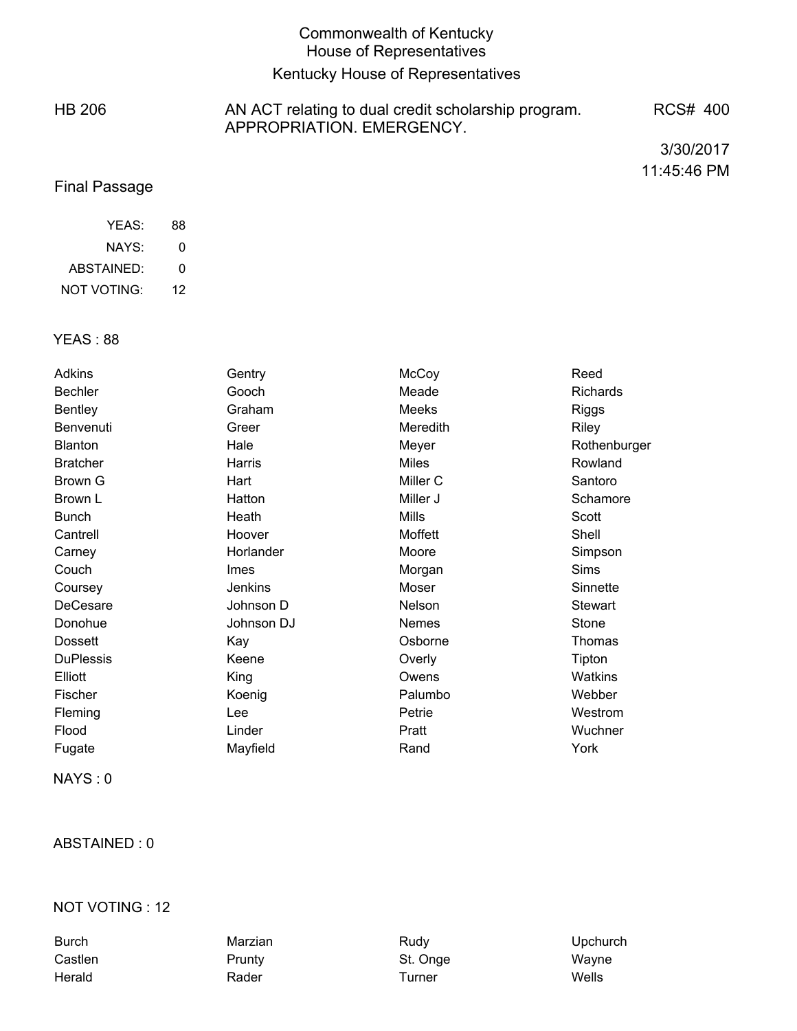# Commonwealth of Kentucky
## House of Representatives
## Kentucky House of Representatives

HB 206 — AN ACT relating to dual credit scholarship program. APPROPRIATION. EMERGENCY. — RCS# 400

3/30/2017
11:45:46 PM

Final Passage

| | |
|---|---|
| YEAS: | 88 |
| NAYS: | 0 |
| ABSTAINED: | 0 |
| NOT VOTING: | 12 |

YEAS : 88

| | | | |
|---|---|---|---|
| Adkins | Gentry | McCoy | Reed |
| Bechler | Gooch | Meade | Richards |
| Bentley | Graham | Meeks | Riggs |
| Benvenuti | Greer | Meredith | Riley |
| Blanton | Hale | Meyer | Rothenburger |
| Bratcher | Harris | Miles | Rowland |
| Brown G | Hart | Miller C | Santoro |
| Brown L | Hatton | Miller J | Schamore |
| Bunch | Heath | Mills | Scott |
| Cantrell | Hoover | Moffett | Shell |
| Carney | Horlander | Moore | Simpson |
| Couch | Imes | Morgan | Sims |
| Coursey | Jenkins | Moser | Sinnette |
| DeCesare | Johnson D | Nelson | Stewart |
| Donohue | Johnson DJ | Nemes | Stone |
| Dossett | Kay | Osborne | Thomas |
| DuPlessis | Keene | Overly | Tipton |
| Elliott | King | Owens | Watkins |
| Fischer | Koenig | Palumbo | Webber |
| Fleming | Lee | Petrie | Westrom |
| Flood | Linder | Pratt | Wuchner |
| Fugate | Mayfield | Rand | York |

NAYS : 0

ABSTAINED : 0

NOT VOTING : 12

| | | | |
|---|---|---|---|
| Burch | Marzian | Rudy | Upchurch |
| Castlen | Prunty | St. Onge | Wayne |
| Herald | Rader | Turner | Wells |